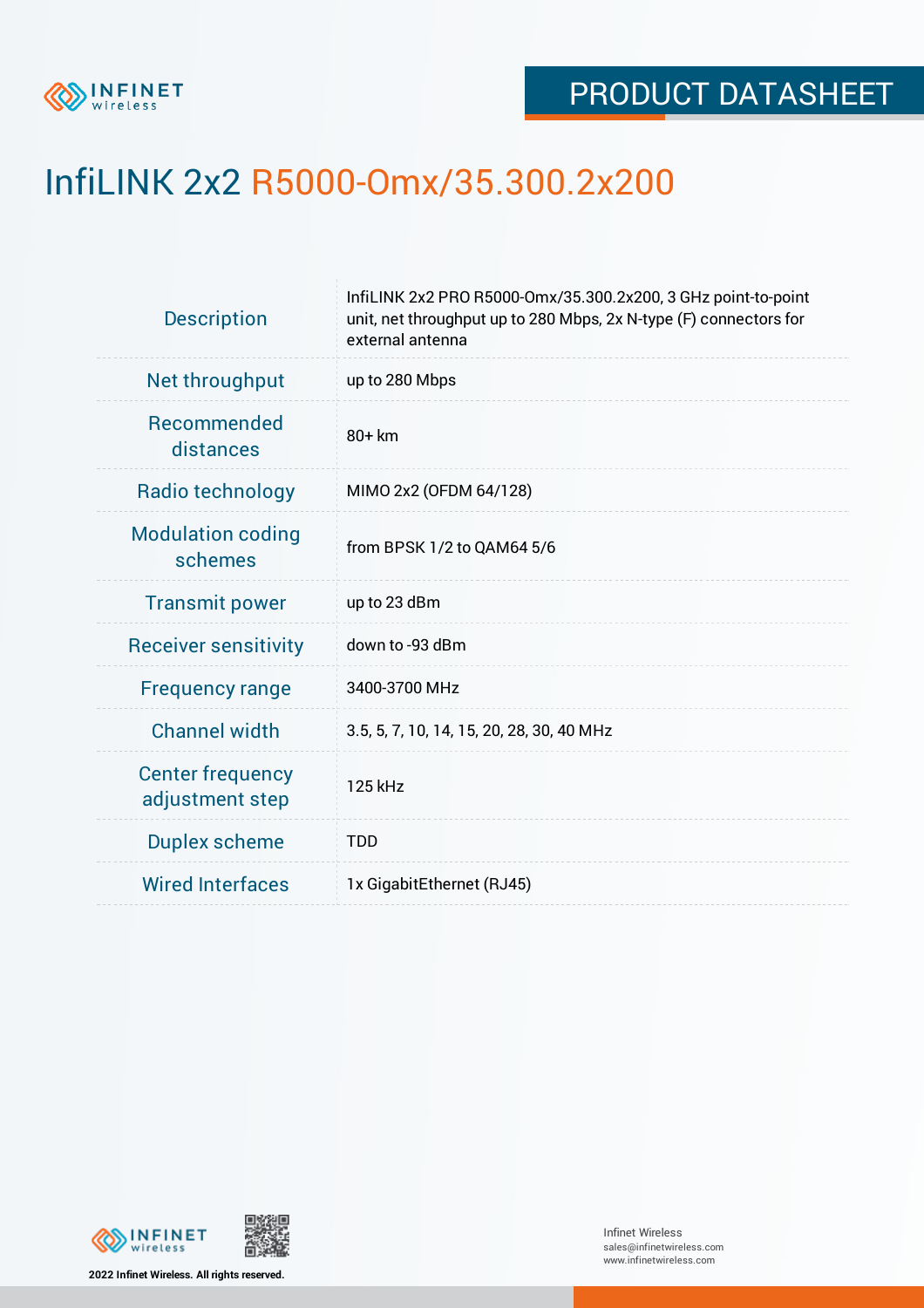PRODUCT DATASHEET

# InfiLINK 2x2 R5000-Omx/35.300.2x200

| | |
|---|---|
| Description | InfiLINK 2x2 PRO R5000-Omx/35.300.2x200, 3 GHz point-to-point unit, net throughput up to 280 Mbps, 2x N-type (F) connectors for external antenna |
| Net throughput | up to 280 Mbps |
| Recommended distances | 80+ km |
| Radio technology | MIMO 2x2 (OFDM 64/128) |
| Modulation coding schemes | from BPSK 1/2 to QAM64 5/6 |
| Transmit power | up to 23 dBm |
| Receiver sensitivity | down to -93 dBm |
| Frequency range | 3400-3700 MHz |
| Channel width | 3.5, 5, 7, 10, 14, 15, 20, 28, 30, 40 MHz |
| Center frequency adjustment step | 125 kHz |
| Duplex scheme | TDD |
| Wired Interfaces | 1x GigabitEthernet (RJ45) |

2022 Infinet Wireless. All rights reserved.

Infinet Wireless
sales@infinetwireless.com
www.infinetwireless.com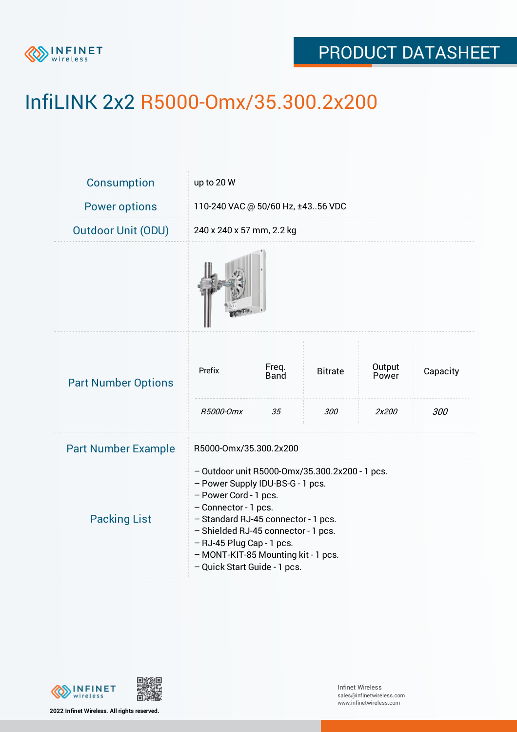# InfiLINK 2x2 R5000-Omx/35.300.2x200

| | |
|---|---|
| Consumption | up to 20 W |
| Power options | 110-240 VAC @ 50/60 Hz, ±43..56 VDC |
| Outdoor Unit (ODU) | 240 x 240 x 57 mm, 2.2 kg |

**Part Number Options**

| Prefix | Freq. Band | Bitrate | Output Power | Capacity |
|---|---|---|---|---|
| *R5000-Omx* | *35* | *300* | *2x200* | *300* |

| | |
|---|---|
| Part Number Example | R5000-Omx/35.300.2x200 |

**Packing List**

– Outdoor unit R5000-Omx/35.300.2x200 - 1 pcs.
– Power Supply IDU-BS-G - 1 pcs.
– Power Cord - 1 pcs.
– Connector - 1 pcs.
– Standard RJ-45 connector - 1 pcs.
– Shielded RJ-45 connector - 1 pcs.
– RJ-45 Plug Cap - 1 pcs.
– MONT-KIT-85 Mounting kit - 1 pcs.
– Quick Start Guide - 1 pcs.

2022 Infinet Wireless. All rights reserved.

Infinet Wireless
sales@infinetwireless.com
www.infinetwireless.com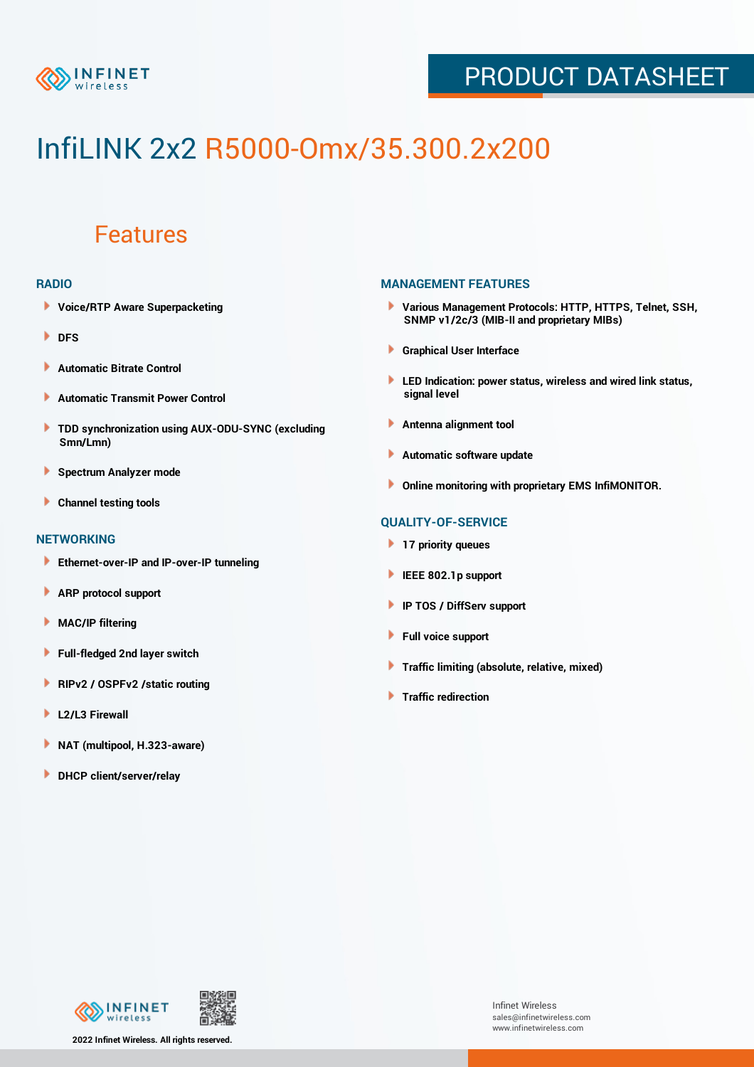PRODUCT DATASHEET

# InfiLINK 2x2 R5000-Omx/35.300.2x200

## Features

### RADIO

- Voice/RTP Aware Superpacketing
- DFS
- Automatic Bitrate Control
- Automatic Transmit Power Control
- TDD synchronization using AUX-ODU-SYNC (excluding Smn/Lmn)
- Spectrum Analyzer mode
- Channel testing tools

### NETWORKING

- Ethernet-over-IP and IP-over-IP tunneling
- ARP protocol support
- MAC/IP filtering
- Full-fledged 2nd layer switch
- RIPv2 / OSPFv2 /static routing
- L2/L3 Firewall
- NAT (multipool, H.323-aware)
- DHCP client/server/relay

### MANAGEMENT FEATURES

- Various Management Protocols: HTTP, HTTPS, Telnet, SSH, SNMP v1/2c/3 (MIB-II and proprietary MIBs)
- Graphical User Interface
- LED Indication: power status, wireless and wired link status, signal level
- Antenna alignment tool
- Automatic software update
- Online monitoring with proprietary EMS InfiMONITOR.

### QUALITY-OF-SERVICE

- 17 priority queues
- IEEE 802.1p support
- IP TOS / DiffServ support
- Full voice support
- Traffic limiting (absolute, relative, mixed)
- Traffic redirection

2022 Infinet Wireless. All rights reserved.

Infinet Wireless
sales@infinetwireless.com
www.infinetwireless.com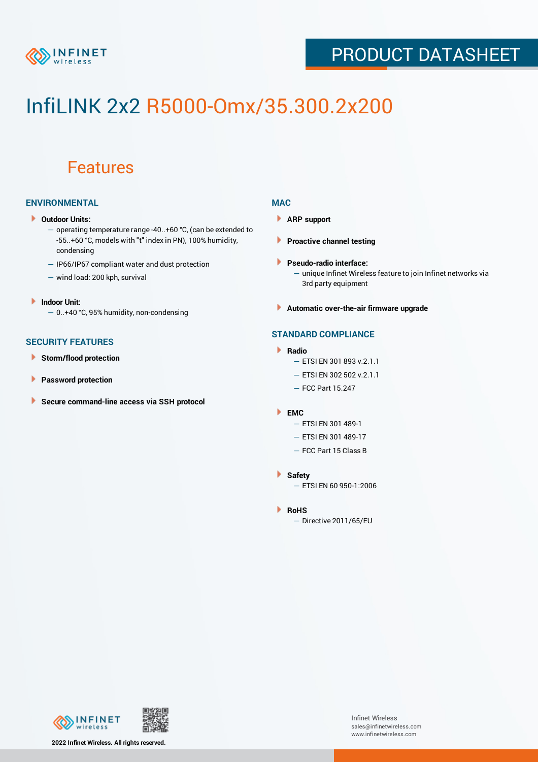# InfiLINK 2x2 R5000-Omx/35.300.2x200

## Features

### ENVIRONMENTAL

- **Outdoor Units:**
  - operating temperature range -40..+60 °C, (can be extended to -55..+60 °C, models with "t" index in PN), 100% humidity, condensing
  - IP66/IP67 compliant water and dust protection
  - wind load: 200 kph, survival
- **Indoor Unit:**
  - 0..+40 °C, 95% humidity, non-condensing

### SECURITY FEATURES

- **Storm/flood protection**
- **Password protection**
- **Secure command-line access via SSH protocol**

### MAC

- **ARP support**
- **Proactive channel testing**
- **Pseudo-radio interface:**
  - unique Infinet Wireless feature to join Infinet networks via 3rd party equipment
- **Automatic over-the-air firmware upgrade**

### STANDARD COMPLIANCE

- **Radio**
  - ETSI EN 301 893 v.2.1.1
  - ETSI EN 302 502 v.2.1.1
  - FCC Part 15.247
- **EMC**
  - ETSI EN 301 489-1
  - ETSI EN 301 489-17
  - FCC Part 15 Class B
- **Safety**
  - ETSI EN 60 950-1:2006
- **RoHS**
  - Directive 2011/65/EU

2022 Infinet Wireless. All rights reserved.

Infinet Wireless
sales@infinetwireless.com
www.infinetwireless.com